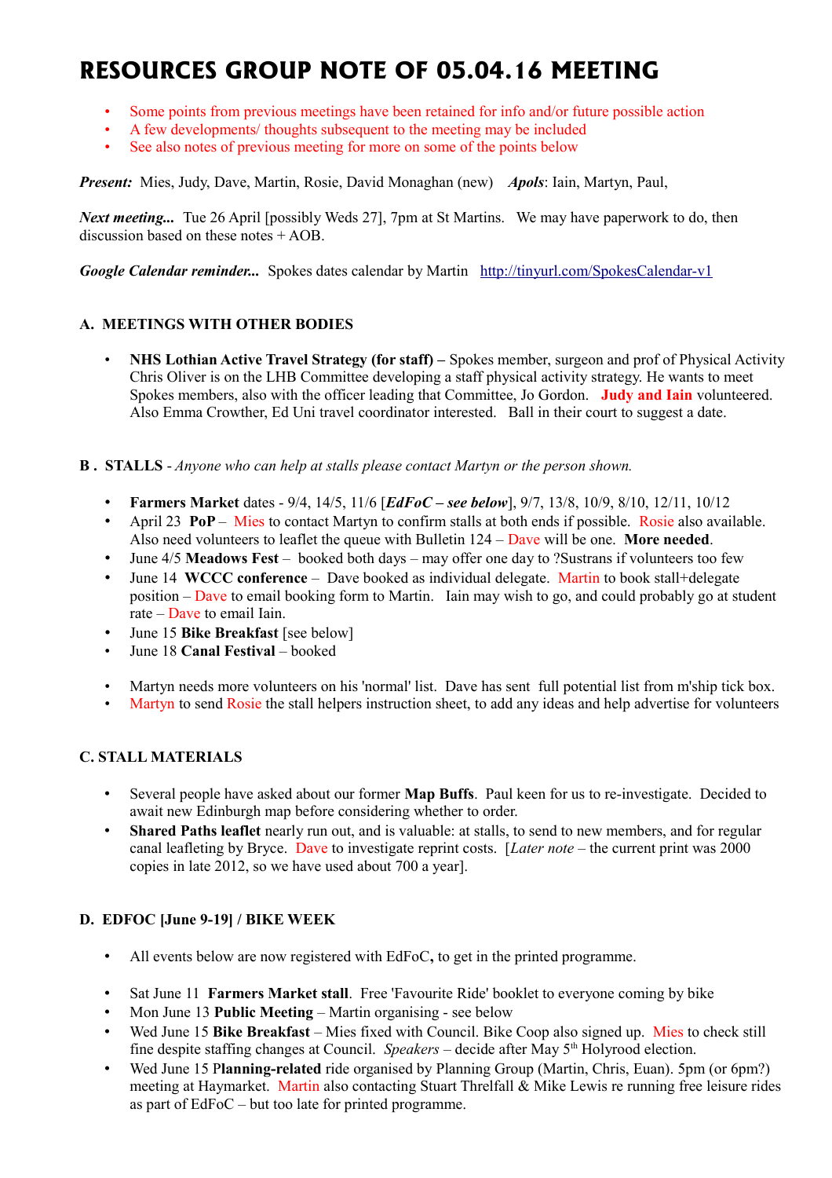# RESOURCES GROUP NOTE OF 05.04.16 MEETING

- Some points from previous meetings have been retained for info and/or future possible action
- A few developments/ thoughts subsequent to the meeting may be included
- See also notes of previous meeting for more on some of the points below

***Present:*** Mies, Judy, Dave, Martin, Rosie, David Monaghan (new) ***Apols***: Iain, Martyn, Paul,

***Next meeting...*** Tue 26 April [possibly Weds 27], 7pm at St Martins. We may have paperwork to do, then discussion based on these notes + AOB.

***Google Calendar reminder...*** Spokes dates calendar by Martin http://tinyurl.com/SpokesCalendar-v1

**A. MEETINGS WITH OTHER BODIES**

- **NHS Lothian Active Travel Strategy (for staff) –** Spokes member, surgeon and prof of Physical Activity Chris Oliver is on the LHB Committee developing a staff physical activity strategy. He wants to meet Spokes members, also with the officer leading that Committee, Jo Gordon. **Judy and Iain** volunteered. Also Emma Crowther, Ed Uni travel coordinator interested. Ball in their court to suggest a date.

**B . STALLS** - *Anyone who can help at stalls please contact Martyn or the person shown.*

- **Farmers Market** dates - 9/4, 14/5, 11/6 [***EdFoC – see below***], 9/7, 13/8, 10/9, 8/10, 12/11, 10/12
- April 23 **PoP** – Mies to contact Martyn to confirm stalls at both ends if possible. Rosie also available. Also need volunteers to leaflet the queue with Bulletin 124 – Dave will be one. **More needed**.
- June 4/5 **Meadows Fest** – booked both days – may offer one day to ?Sustrans if volunteers too few
- June 14 **WCCC conference** – Dave booked as individual delegate. Martin to book stall+delegate position – Dave to email booking form to Martin. Iain may wish to go, and could probably go at student rate – Dave to email Iain.
- June 15 **Bike Breakfast** [see below]
- June 18 **Canal Festival** – booked

- Martyn needs more volunteers on his 'normal' list. Dave has sent full potential list from m'ship tick box.
- Martyn to send Rosie the stall helpers instruction sheet, to add any ideas and help advertise for volunteers

**C. STALL MATERIALS**

- Several people have asked about our former **Map Buffs**. Paul keen for us to re-investigate. Decided to await new Edinburgh map before considering whether to order.
- **Shared Paths leaflet** nearly run out, and is valuable: at stalls, to send to new members, and for regular canal leafleting by Bryce. Dave to investigate reprint costs. [*Later note* – the current print was 2000 copies in late 2012, so we have used about 700 a year].

**D. EDFOC [June 9-19] / BIKE WEEK**

- All events below are now registered with EdFoC**,** to get in the printed programme.

- Sat June 11 **Farmers Market stall**. Free 'Favourite Ride' booklet to everyone coming by bike
- Mon June 13 **Public Meeting** – Martin organising - see below
- Wed June 15 **Bike Breakfast** – Mies fixed with Council. Bike Coop also signed up. Mies to check still fine despite staffing changes at Council. *Speakers* – decide after May 5th Holyrood election.
- Wed June 15 P**lanning-related** ride organised by Planning Group (Martin, Chris, Euan). 5pm (or 6pm?) meeting at Haymarket. Martin also contacting Stuart Threlfall & Mike Lewis re running free leisure rides as part of EdFoC – but too late for printed programme.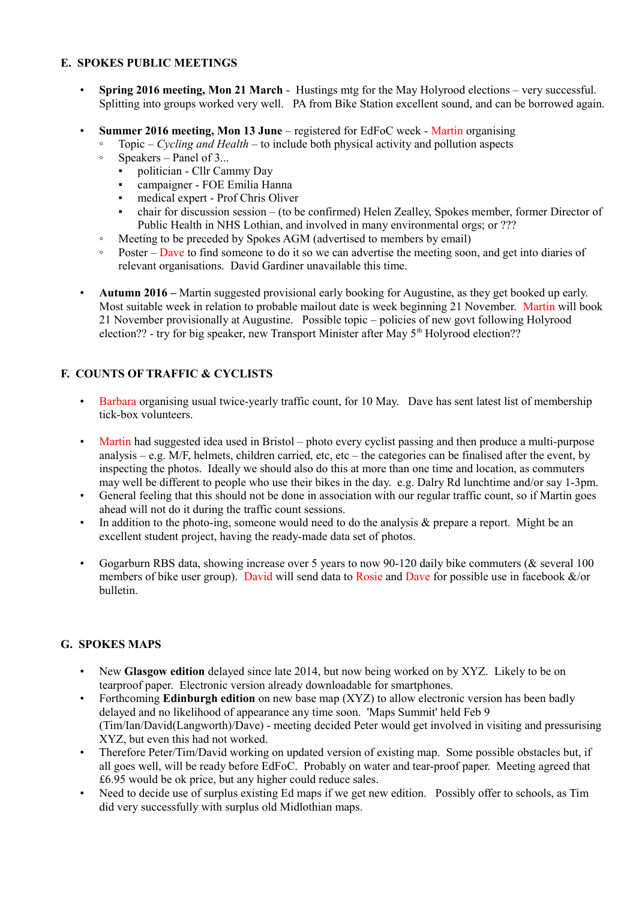## E. SPOKES PUBLIC MEETINGS

- **Spring 2016 meeting, Mon 21 March** - Hustings mtg for the May Holyrood elections – very successful. Splitting into groups worked very well. PA from Bike Station excellent sound, and can be borrowed again.

- **Summer 2016 meeting, Mon 13 June** – registered for EdFoC week - Martin organising
  - Topic – *Cycling and Health* – to include both physical activity and pollution aspects
  - Speakers – Panel of 3...
    - politician - Cllr Cammy Day
    - campaigner - FOE Emilia Hanna
    - medical expert - Prof Chris Oliver
    - chair for discussion session – (to be confirmed) Helen Zealley, Spokes member, former Director of Public Health in NHS Lothian, and involved in many environmental orgs; or ???
  - Meeting to be preceded by Spokes AGM (advertised to members by email)
  - Poster – Dave to find someone to do it so we can advertise the meeting soon, and get into diaries of relevant organisations. David Gardiner unavailable this time.

- **Autumn 2016 –** Martin suggested provisional early booking for Augustine, as they get booked up early. Most suitable week in relation to probable mailout date is week beginning 21 November. Martin will book 21 November provisionally at Augustine. Possible topic – policies of new govt following Holyrood election?? - try for big speaker, new Transport Minister after May 5th Holyrood election??

## F. COUNTS OF TRAFFIC & CYCLISTS

- Barbara organising usual twice-yearly traffic count, for 10 May. Dave has sent latest list of membership tick-box volunteers.

- Martin had suggested idea used in Bristol – photo every cyclist passing and then produce a multi-purpose analysis – e.g. M/F, helmets, children carried, etc, etc – the categories can be finalised after the event, by inspecting the photos. Ideally we should also do this at more than one time and location, as commuters may well be different to people who use their bikes in the day. e.g. Dalry Rd lunchtime and/or say 1-3pm.
- General feeling that this should not be done in association with our regular traffic count, so if Martin goes ahead will not do it during the traffic count sessions.
- In addition to the photo-ing, someone would need to do the analysis & prepare a report. Might be an excellent student project, having the ready-made data set of photos.

- Gogarburn RBS data, showing increase over 5 years to now 90-120 daily bike commuters (& several 100 members of bike user group). David will send data to Rosie and Dave for possible use in facebook &/or bulletin.

## G. SPOKES MAPS

- New **Glasgow edition** delayed since late 2014, but now being worked on by XYZ. Likely to be on tearproof paper. Electronic version already downloadable for smartphones.
- Forthcoming **Edinburgh edition** on new base map (XYZ) to allow electronic version has been badly delayed and no likelihood of appearance any time soon. 'Maps Summit' held Feb 9 (Tim/Ian/David(Langworth)/Dave) - meeting decided Peter would get involved in visiting and pressurising XYZ, but even this had not worked.
- Therefore Peter/Tim/David working on updated version of existing map. Some possible obstacles but, if all goes well, will be ready before EdFoC. Probably on water and tear-proof paper. Meeting agreed that £6.95 would be ok price, but any higher could reduce sales.
- Need to decide use of surplus existing Ed maps if we get new edition. Possibly offer to schools, as Tim did very successfully with surplus old Midlothian maps.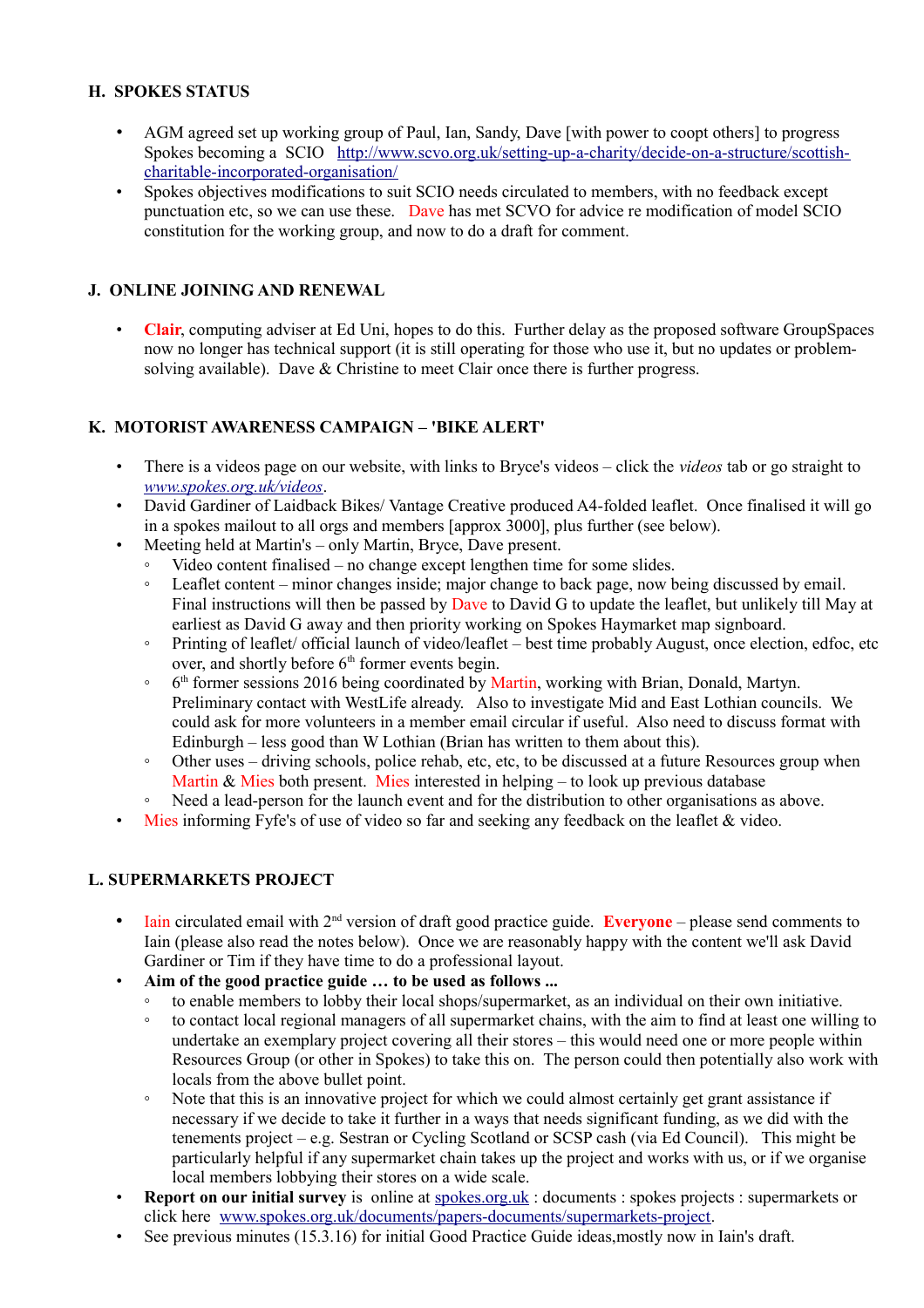## H. SPOKES STATUS

- AGM agreed set up working group of Paul, Ian, Sandy, Dave [with power to coopt others] to progress Spokes becoming a SCIO http://www.scvo.org.uk/setting-up-a-charity/decide-on-a-structure/scottish-charitable-incorporated-organisation/
- Spokes objectives modifications to suit SCIO needs circulated to members, with no feedback except punctuation etc, so we can use these. Dave has met SCVO for advice re modification of model SCIO constitution for the working group, and now to do a draft for comment.

## J. ONLINE JOINING AND RENEWAL

- **Clair**, computing adviser at Ed Uni, hopes to do this. Further delay as the proposed software GroupSpaces now no longer has technical support (it is still operating for those who use it, but no updates or problem-solving available). Dave & Christine to meet Clair once there is further progress.

## K. MOTORIST AWARENESS CAMPAIGN – 'BIKE ALERT'

- There is a videos page on our website, with links to Bryce's videos – click the *videos* tab or go straight to *www.spokes.org.uk/videos*.
- David Gardiner of Laidback Bikes/ Vantage Creative produced A4-folded leaflet. Once finalised it will go in a spokes mailout to all orgs and members [approx 3000], plus further (see below).
- Meeting held at Martin's – only Martin, Bryce, Dave present.
  - Video content finalised – no change except lengthen time for some slides.
  - Leaflet content – minor changes inside; major change to back page, now being discussed by email. Final instructions will then be passed by Dave to David G to update the leaflet, but unlikely till May at earliest as David G away and then priority working on Spokes Haymarket map signboard.
  - Printing of leaflet/ official launch of video/leaflet – best time probably August, once election, edfoc, etc over, and shortly before 6th former events begin.
  - 6th former sessions 2016 being coordinated by Martin, working with Brian, Donald, Martyn. Preliminary contact with WestLife already. Also to investigate Mid and East Lothian councils. We could ask for more volunteers in a member email circular if useful. Also need to discuss format with Edinburgh – less good than W Lothian (Brian has written to them about this).
  - Other uses – driving schools, police rehab, etc, etc, to be discussed at a future Resources group when Martin & Mies both present. Mies interested in helping – to look up previous database
  - Need a lead-person for the launch event and for the distribution to other organisations as above.
- Mies informing Fyfe's of use of video so far and seeking any feedback on the leaflet & video.

## L. SUPERMARKETS PROJECT

- Iain circulated email with 2nd version of draft good practice guide. **Everyone** – please send comments to Iain (please also read the notes below). Once we are reasonably happy with the content we'll ask David Gardiner or Tim if they have time to do a professional layout.
- **Aim of the good practice guide … to be used as follows ...**
  - to enable members to lobby their local shops/supermarket, as an individual on their own initiative.
  - to contact local regional managers of all supermarket chains, with the aim to find at least one willing to undertake an exemplary project covering all their stores – this would need one or more people within Resources Group (or other in Spokes) to take this on. The person could then potentially also work with locals from the above bullet point.
  - Note that this is an innovative project for which we could almost certainly get grant assistance if necessary if we decide to take it further in a ways that needs significant funding, as we did with the tenements project – e.g. Sestran or Cycling Scotland or SCSP cash (via Ed Council). This might be particularly helpful if any supermarket chain takes up the project and works with us, or if we organise local members lobbying their stores on a wide scale.
- **Report on our initial survey** is online at spokes.org.uk : documents : spokes projects : supermarkets or click here www.spokes.org.uk/documents/papers-documents/supermarkets-project.
- See previous minutes (15.3.16) for initial Good Practice Guide ideas,mostly now in Iain's draft.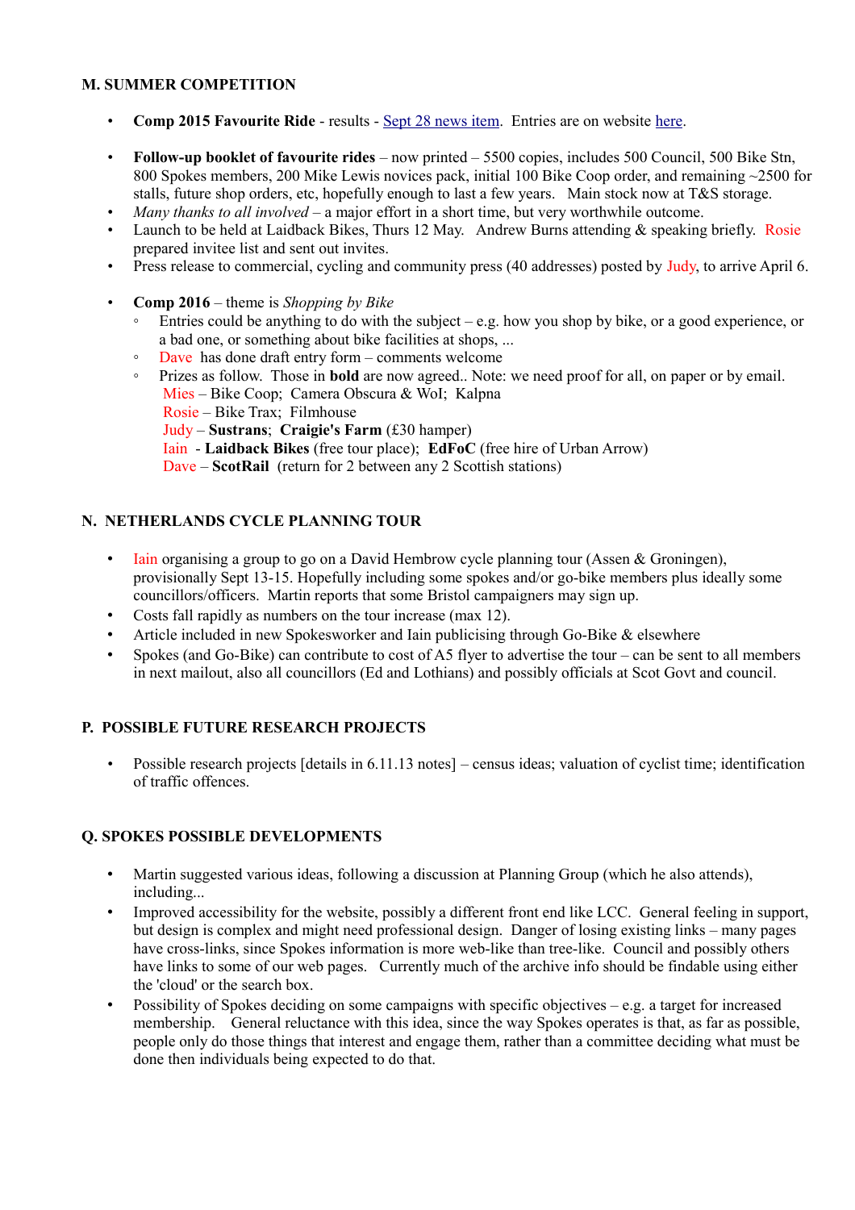## M. SUMMER COMPETITION

- **Comp 2015 Favourite Ride** - results - Sept 28 news item. Entries are on website here.

- **Follow-up booklet of favourite rides** – now printed – 5500 copies, includes 500 Council, 500 Bike Stn, 800 Spokes members, 200 Mike Lewis novices pack, initial 100 Bike Coop order, and remaining ~2500 for stalls, future shop orders, etc, hopefully enough to last a few years. Main stock now at T&S storage.
- *Many thanks to all involved* – a major effort in a short time, but very worthwhile outcome.
- Launch to be held at Laidback Bikes, Thurs 12 May. Andrew Burns attending & speaking briefly. Rosie prepared invitee list and sent out invites.
- Press release to commercial, cycling and community press (40 addresses) posted by Judy, to arrive April 6.

- **Comp 2016** – theme is *Shopping by Bike*
  - Entries could be anything to do with the subject – e.g. how you shop by bike, or a good experience, or a bad one, or something about bike facilities at shops, ...
  - Dave has done draft entry form – comments welcome
  - Prizes as follow. Those in **bold** are now agreed.. Note: we need proof for all, on paper or by email.
    Mies – Bike Coop; Camera Obscura & WoI; Kalpna
    Rosie – Bike Trax; Filmhouse
    Judy – **Sustrans**; **Craigie's Farm** (£30 hamper)
    Iain - **Laidback Bikes** (free tour place); **EdFoC** (free hire of Urban Arrow)
    Dave – **ScotRail** (return for 2 between any 2 Scottish stations)

## N. NETHERLANDS CYCLE PLANNING TOUR

- Iain organising a group to go on a David Hembrow cycle planning tour (Assen & Groningen), provisionally Sept 13-15. Hopefully including some spokes and/or go-bike members plus ideally some councillors/officers. Martin reports that some Bristol campaigners may sign up.
- Costs fall rapidly as numbers on the tour increase (max 12).
- Article included in new Spokesworker and Iain publicising through Go-Bike & elsewhere
- Spokes (and Go-Bike) can contribute to cost of A5 flyer to advertise the tour – can be sent to all members in next mailout, also all councillors (Ed and Lothians) and possibly officials at Scot Govt and council.

## P. POSSIBLE FUTURE RESEARCH PROJECTS

- Possible research projects [details in 6.11.13 notes] – census ideas; valuation of cyclist time; identification of traffic offences.

## Q. SPOKES POSSIBLE DEVELOPMENTS

- Martin suggested various ideas, following a discussion at Planning Group (which he also attends), including...
- Improved accessibility for the website, possibly a different front end like LCC. General feeling in support, but design is complex and might need professional design. Danger of losing existing links – many pages have cross-links, since Spokes information is more web-like than tree-like. Council and possibly others have links to some of our web pages. Currently much of the archive info should be findable using either the 'cloud' or the search box.
- Possibility of Spokes deciding on some campaigns with specific objectives – e.g. a target for increased membership. General reluctance with this idea, since the way Spokes operates is that, as far as possible, people only do those things that interest and engage them, rather than a committee deciding what must be done then individuals being expected to do that.